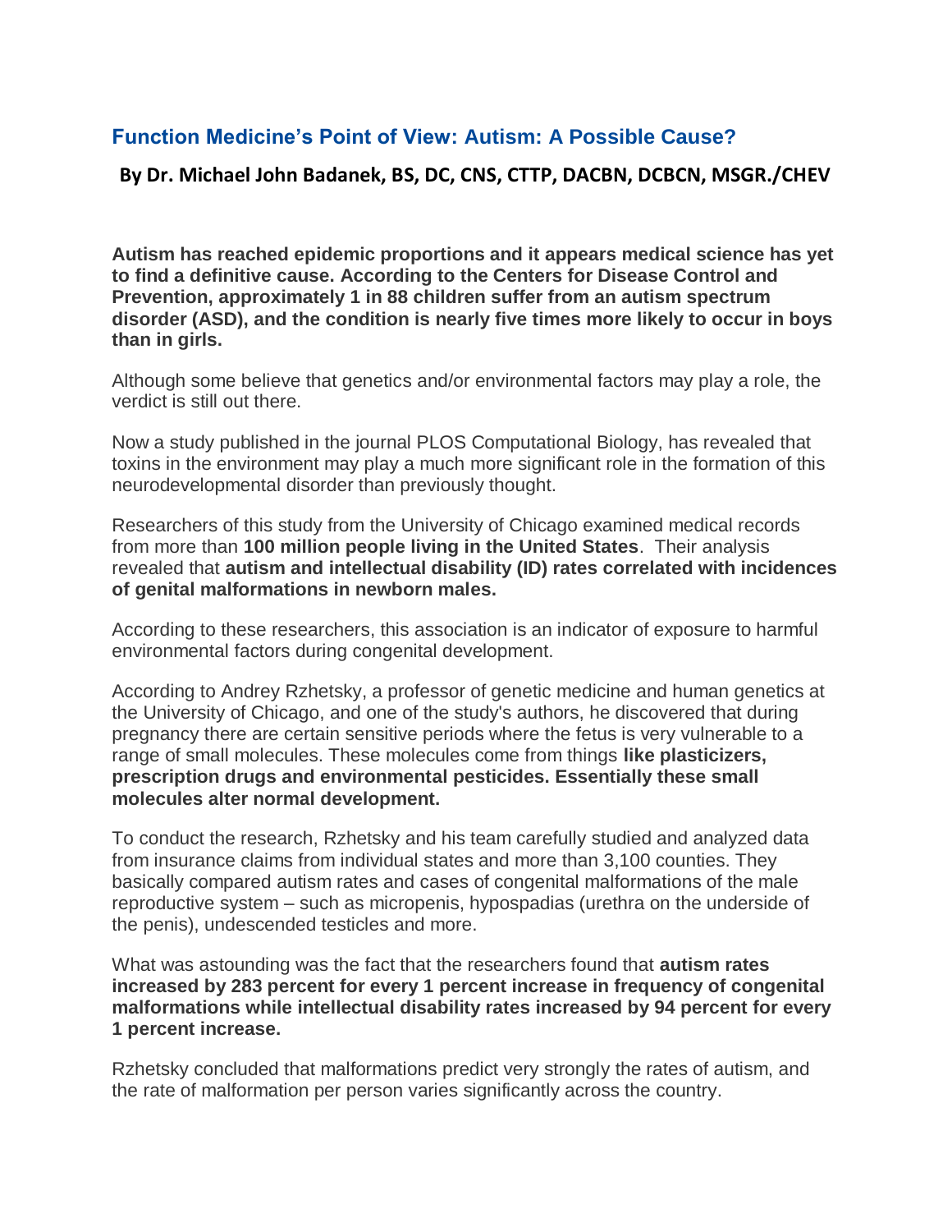## Function Medicine's Point of View: Autism: A Possible Cause?

### By Dr. Michael John Badanek, BS, DC, CNS, CTTP, DACBN, DCBCN, MSGR./CHEV

**Autism has reached epidemic proportions and it appears medical science has yet to find a definitive cause. According to the Centers for Disease Control and Prevention, approximately 1 in 88 children suffer from an autism spectrum disorder (ASD), and the condition is nearly five times more likely to occur in boys than in girls.**

Although some believe that genetics and/or environmental factors may play a role, the verdict is still out there.

Now a study published in the journal PLOS Computational Biology, has revealed that toxins in the environment may play a much more significant role in the formation of this neurodevelopmental disorder than previously thought.

Researchers of this study from the University of Chicago examined medical records from more than **100 million people living in the United States**. Their analysis revealed that **autism and intellectual disability (ID) rates correlated with incidences of genital malformations in newborn males.**

According to these researchers, this association is an indicator of exposure to harmful environmental factors during congenital development.

According to Andrey Rzhetsky, a professor of genetic medicine and human genetics at the University of Chicago, and one of the study's authors, he discovered that during pregnancy there are certain sensitive periods where the fetus is very vulnerable to a range of small molecules. These molecules come from things **like plasticizers, prescription drugs and environmental pesticides. Essentially these small molecules alter normal development.**

To conduct the research, Rzhetsky and his team carefully studied and analyzed data from insurance claims from individual states and more than 3,100 counties. They basically compared autism rates and cases of congenital malformations of the male reproductive system – such as micropenis, hypospadias (urethra on the underside of the penis), undescended testicles and more.

What was astounding was the fact that the researchers found that **autism rates increased by 283 percent for every 1 percent increase in frequency of congenital malformations while intellectual disability rates increased by 94 percent for every 1 percent increase.**

Rzhetsky concluded that malformations predict very strongly the rates of autism, and the rate of malformation per person varies significantly across the country.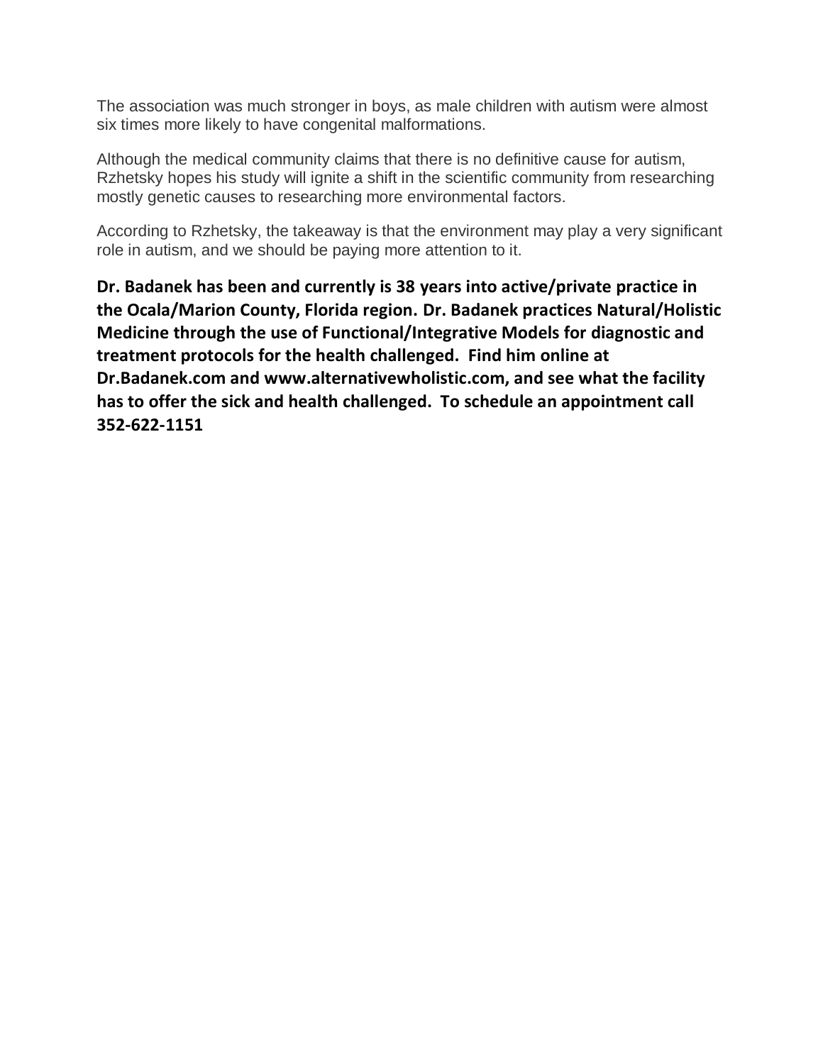The association was much stronger in boys, as male children with autism were almost six times more likely to have congenital malformations.

Although the medical community claims that there is no definitive cause for autism, Rzhetsky hopes his study will ignite a shift in the scientific community from researching mostly genetic causes to researching more environmental factors.

According to Rzhetsky, the takeaway is that the environment may play a very significant role in autism, and we should be paying more attention to it.

**Dr. Badanek has been and currently is 38 years into active/private practice in the Ocala/Marion County, Florida region. Dr. Badanek practices Natural/Holistic Medicine through the use of Functional/Integrative Models for diagnostic and treatment protocols for the health challenged. Find him online at Dr.Badanek.com and www.alternativewholistic.com, and see what the facility has to offer the sick and health challenged. To schedule an appointment call 352-622-1151**